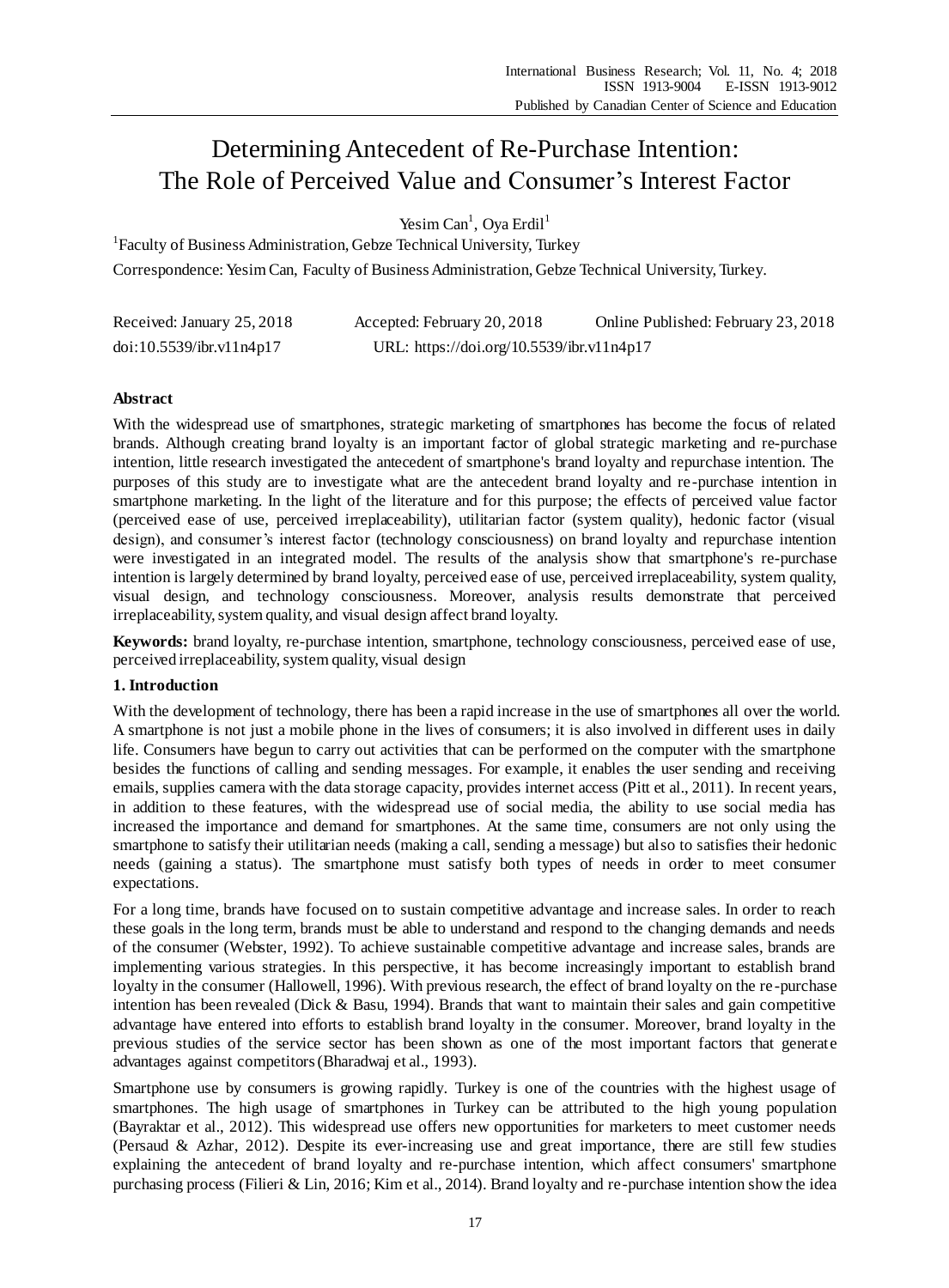# Determining Antecedent of Re-Purchase Intention: The Role of Perceived Value and Consumer's Interest Factor

Yesim Can[1], Oya Erdil[1]

[1]Faculty of Business Administration, Gebze Technical University, Turkey

Correspondence: Yesim Can, Faculty of Business Administration, Gebze Technical University, Turkey.

Received: January 25, 2018 Accepted: February 20, 2018 Online Published: February 23, 2018

doi:10.5539/ibr.v11n4p17 URL: https://doi.org/10.5539/ibr.v11n4p17

## Abstract

With the widespread use of smartphones, strategic marketing of smartphones has become the focus of related brands. Although creating brand loyalty is an important factor of global strategic marketing and re-purchase intention, little research investigated the antecedent of smartphone's brand loyalty and repurchase intention. The purposes of this study are to investigate what are the antecedent brand loyalty and re-purchase intention in smartphone marketing. In the light of the literature and for this purpose; the effects of perceived value factor (perceived ease of use, perceived irreplaceability), utilitarian factor (system quality), hedonic factor (visual design), and consumer's interest factor (technology consciousness) on brand loyalty and repurchase intention were investigated in an integrated model. The results of the analysis show that smartphone's re-purchase intention is largely determined by brand loyalty, perceived ease of use, perceived irreplaceability, system quality, visual design, and technology consciousness. Moreover, analysis results demonstrate that perceived irreplaceability, system quality, and visual design affect brand loyalty.

**Keywords:** brand loyalty, re-purchase intention, smartphone, technology consciousness, perceived ease of use, perceived irreplaceability, system quality, visual design

## 1. Introduction

With the development of technology, there has been a rapid increase in the use of smartphones all over the world. A smartphone is not just a mobile phone in the lives of consumers; it is also involved in different uses in daily life. Consumers have begun to carry out activities that can be performed on the computer with the smartphone besides the functions of calling and sending messages. For example, it enables the user sending and receiving emails, supplies camera with the data storage capacity, provides internet access (Pitt et al., 2011). In recent years, in addition to these features, with the widespread use of social media, the ability to use social media has increased the importance and demand for smartphones. At the same time, consumers are not only using the smartphone to satisfy their utilitarian needs (making a call, sending a message) but also to satisfies their hedonic needs (gaining a status). The smartphone must satisfy both types of needs in order to meet consumer expectations.

For a long time, brands have focused on to sustain competitive advantage and increase sales. In order to reach these goals in the long term, brands must be able to understand and respond to the changing demands and needs of the consumer (Webster, 1992). To achieve sustainable competitive advantage and increase sales, brands are implementing various strategies. In this perspective, it has become increasingly important to establish brand loyalty in the consumer (Hallowell, 1996). With previous research, the effect of brand loyalty on the re-purchase intention has been revealed (Dick & Basu, 1994). Brands that want to maintain their sales and gain competitive advantage have entered into efforts to establish brand loyalty in the consumer. Moreover, brand loyalty in the previous studies of the service sector has been shown as one of the most important factors that generate advantages against competitors (Bharadwaj et al., 1993).

Smartphone use by consumers is growing rapidly. Turkey is one of the countries with the highest usage of smartphones. The high usage of smartphones in Turkey can be attributed to the high young population (Bayraktar et al., 2012). This widespread use offers new opportunities for marketers to meet customer needs (Persaud & Azhar, 2012). Despite its ever-increasing use and great importance, there are still few studies explaining the antecedent of brand loyalty and re-purchase intention, which affect consumers' smartphone purchasing process (Filieri & Lin, 2016; Kim et al., 2014). Brand loyalty and re-purchase intention show the idea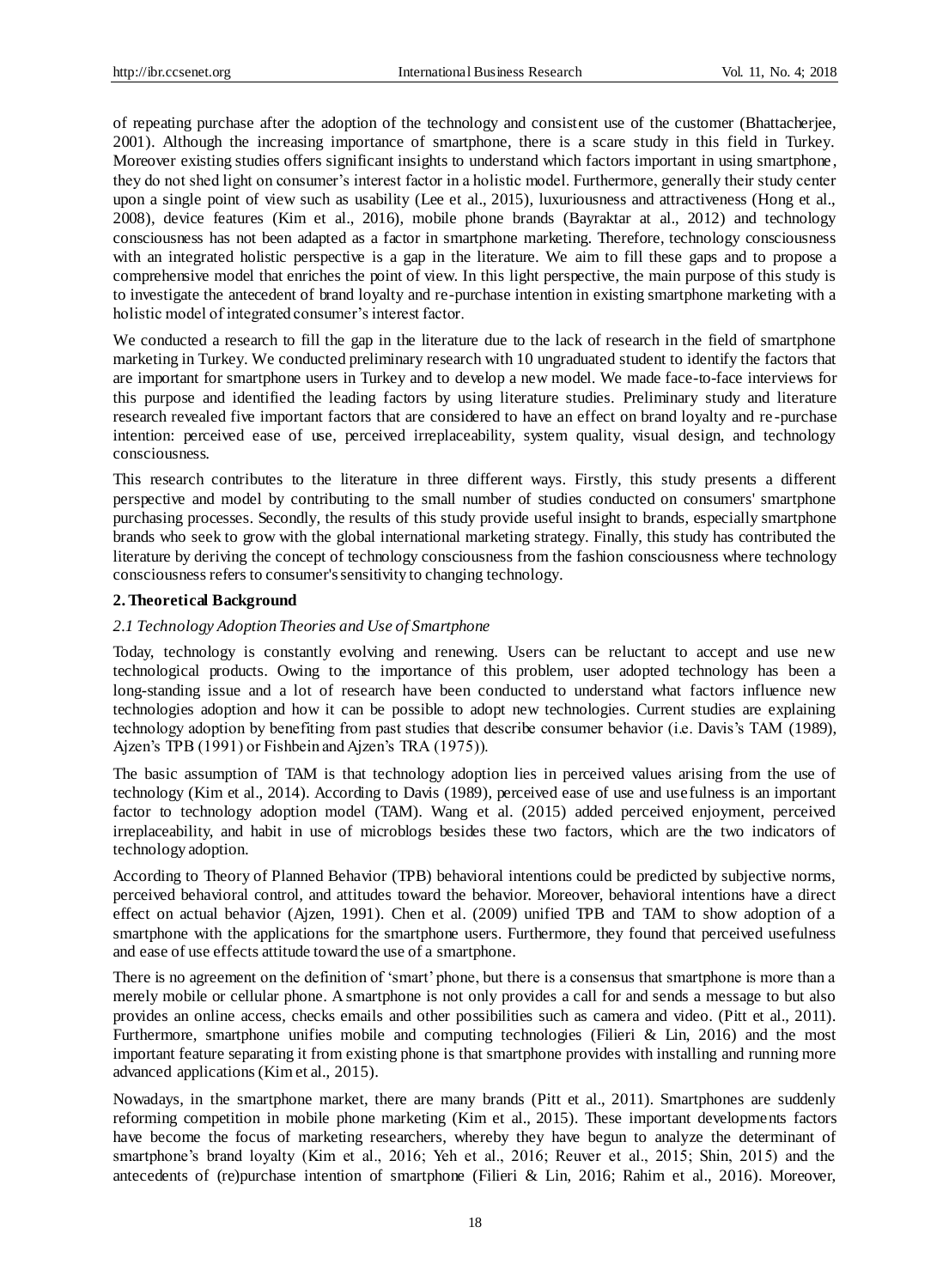of repeating purchase after the adoption of the technology and consistent use of the customer (Bhattacherjee, 2001). Although the increasing importance of smartphone, there is a scare study in this field in Turkey. Moreover existing studies offers significant insights to understand which factors important in using smartphone, they do not shed light on consumer's interest factor in a holistic model. Furthermore, generally their study center upon a single point of view such as usability (Lee et al., 2015), luxuriousness and attractiveness (Hong et al., 2008), device features (Kim et al., 2016), mobile phone brands (Bayraktar at al., 2012) and technology consciousness has not been adapted as a factor in smartphone marketing. Therefore, technology consciousness with an integrated holistic perspective is a gap in the literature. We aim to fill these gaps and to propose a comprehensive model that enriches the point of view. In this light perspective, the main purpose of this study is to investigate the antecedent of brand loyalty and re-purchase intention in existing smartphone marketing with a holistic model of integrated consumer's interest factor.

We conducted a research to fill the gap in the literature due to the lack of research in the field of smartphone marketing in Turkey. We conducted preliminary research with 10 ungraduated student to identify the factors that are important for smartphone users in Turkey and to develop a new model. We made face-to-face interviews for this purpose and identified the leading factors by using literature studies. Preliminary study and literature research revealed five important factors that are considered to have an effect on brand loyalty and re-purchase intention: perceived ease of use, perceived irreplaceability, system quality, visual design, and technology consciousness.

This research contributes to the literature in three different ways. Firstly, this study presents a different perspective and model by contributing to the small number of studies conducted on consumers' smartphone purchasing processes. Secondly, the results of this study provide useful insight to brands, especially smartphone brands who seek to grow with the global international marketing strategy. Finally, this study has contributed the literature by deriving the concept of technology consciousness from the fashion consciousness where technology consciousness refers to consumer's sensitivity to changing technology.

## 2. Theoretical Background

### *2.1 Technology Adoption Theories and Use of Smartphone*

Today, technology is constantly evolving and renewing. Users can be reluctant to accept and use new technological products. Owing to the importance of this problem, user adopted technology has been a long-standing issue and a lot of research have been conducted to understand what factors influence new technologies adoption and how it can be possible to adopt new technologies. Current studies are explaining technology adoption by benefiting from past studies that describe consumer behavior (i.e. Davis's TAM (1989), Ajzen's TPB (1991) or Fishbein and Ajzen's TRA (1975)).

The basic assumption of TAM is that technology adoption lies in perceived values arising from the use of technology (Kim et al., 2014). According to Davis (1989), perceived ease of use and usefulness is an important factor to technology adoption model (TAM). Wang et al. (2015) added perceived enjoyment, perceived irreplaceability, and habit in use of microblogs besides these two factors, which are the two indicators of technology adoption.

According to Theory of Planned Behavior (TPB) behavioral intentions could be predicted by subjective norms, perceived behavioral control, and attitudes toward the behavior. Moreover, behavioral intentions have a direct effect on actual behavior (Ajzen, 1991). Chen et al. (2009) unified TPB and TAM to show adoption of a smartphone with the applications for the smartphone users. Furthermore, they found that perceived usefulness and ease of use effects attitude toward the use of a smartphone.

There is no agreement on the definition of 'smart' phone, but there is a consensus that smartphone is more than a merely mobile or cellular phone. A smartphone is not only provides a call for and sends a message to but also provides an online access, checks emails and other possibilities such as camera and video. (Pitt et al., 2011). Furthermore, smartphone unifies mobile and computing technologies (Filieri & Lin, 2016) and the most important feature separating it from existing phone is that smartphone provides with installing and running more advanced applications (Kim et al., 2015).

Nowadays, in the smartphone market, there are many brands (Pitt et al., 2011). Smartphones are suddenly reforming competition in mobile phone marketing (Kim et al., 2015). These important developments factors have become the focus of marketing researchers, whereby they have begun to analyze the determinant of smartphone's brand loyalty (Kim et al., 2016; Yeh et al., 2016; Reuver et al., 2015; Shin, 2015) and the antecedents of (re)purchase intention of smartphone (Filieri & Lin, 2016; Rahim et al., 2016). Moreover,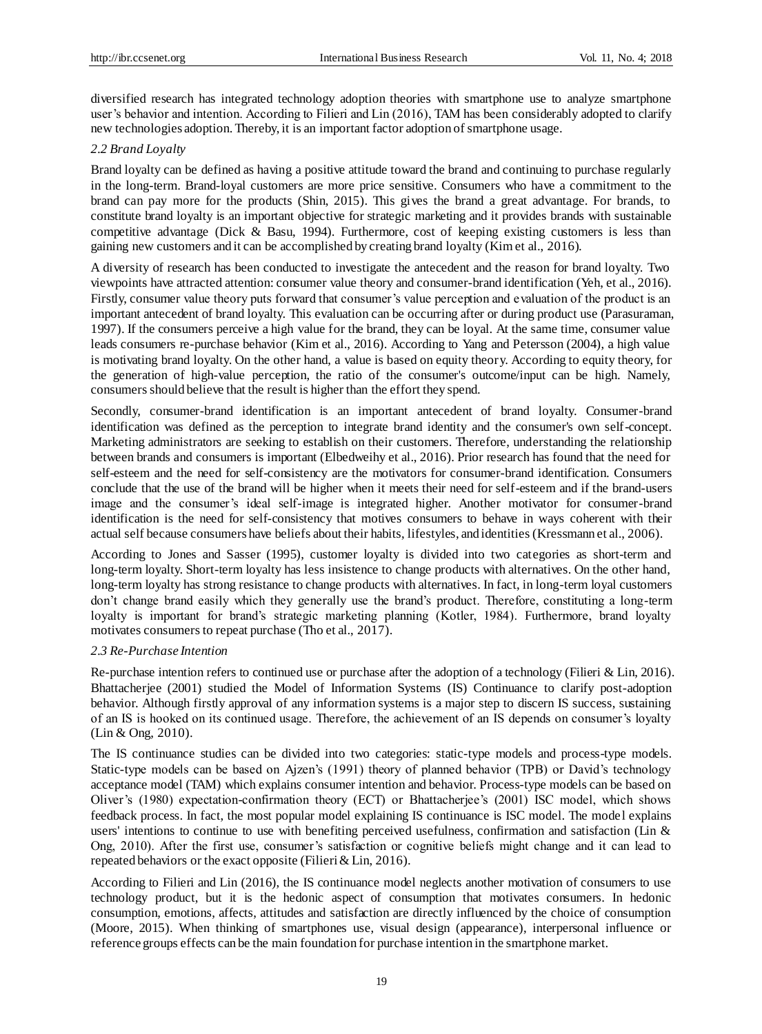diversified research has integrated technology adoption theories with smartphone use to analyze smartphone user's behavior and intention. According to Filieri and Lin (2016), TAM has been considerably adopted to clarify new technologies adoption. Thereby, it is an important factor adoption of smartphone usage.

### *2.2 Brand Loyalty*

Brand loyalty can be defined as having a positive attitude toward the brand and continuing to purchase regularly in the long-term. Brand-loyal customers are more price sensitive. Consumers who have a commitment to the brand can pay more for the products (Shin, 2015). This gives the brand a great advantage. For brands, to constitute brand loyalty is an important objective for strategic marketing and it provides brands with sustainable competitive advantage (Dick & Basu, 1994). Furthermore, cost of keeping existing customers is less than gaining new customers and it can be accomplished by creating brand loyalty (Kim et al., 2016).

A diversity of research has been conducted to investigate the antecedent and the reason for brand loyalty. Two viewpoints have attracted attention: consumer value theory and consumer-brand identification (Yeh, et al., 2016). Firstly, consumer value theory puts forward that consumer's value perception and evaluation of the product is an important antecedent of brand loyalty. This evaluation can be occurring after or during product use (Parasuraman, 1997). If the consumers perceive a high value for the brand, they can be loyal. At the same time, consumer value leads consumers re-purchase behavior (Kim et al., 2016). According to Yang and Petersson (2004), a high value is motivating brand loyalty. On the other hand, a value is based on equity theory. According to equity theory, for the generation of high-value perception, the ratio of the consumer's outcome/input can be high. Namely, consumers should believe that the result is higher than the effort they spend.

Secondly, consumer-brand identification is an important antecedent of brand loyalty. Consumer-brand identification was defined as the perception to integrate brand identity and the consumer's own self-concept. Marketing administrators are seeking to establish on their customers. Therefore, understanding the relationship between brands and consumers is important (Elbedweihy et al., 2016). Prior research has found that the need for self-esteem and the need for self-consistency are the motivators for consumer-brand identification. Consumers conclude that the use of the brand will be higher when it meets their need for self-esteem and if the brand-users image and the consumer's ideal self-image is integrated higher. Another motivator for consumer-brand identification is the need for self-consistency that motives consumers to behave in ways coherent with their actual self because consumers have beliefs about their habits, lifestyles, and identities (Kressmann et al., 2006).

According to Jones and Sasser (1995), customer loyalty is divided into two categories as short-term and long-term loyalty. Short-term loyalty has less insistence to change products with alternatives. On the other hand, long-term loyalty has strong resistance to change products with alternatives. In fact, in long-term loyal customers don't change brand easily which they generally use the brand's product. Therefore, constituting a long-term loyalty is important for brand's strategic marketing planning (Kotler, 1984). Furthermore, brand loyalty motivates consumers to repeat purchase (Tho et al., 2017).

### *2.3 Re-Purchase Intention*

Re-purchase intention refers to continued use or purchase after the adoption of a technology (Filieri & Lin, 2016). Bhattacherjee (2001) studied the Model of Information Systems (IS) Continuance to clarify post-adoption behavior. Although firstly approval of any information systems is a major step to discern IS success, sustaining of an IS is hooked on its continued usage. Therefore, the achievement of an IS depends on consumer's loyalty (Lin & Ong, 2010).

The IS continuance studies can be divided into two categories: static-type models and process-type models. Static-type models can be based on Ajzen's (1991) theory of planned behavior (TPB) or David's technology acceptance model (TAM) which explains consumer intention and behavior. Process-type models can be based on Oliver's (1980) expectation-confirmation theory (ECT) or Bhattacherjee's (2001) ISC model, which shows feedback process. In fact, the most popular model explaining IS continuance is ISC model. The model explains users' intentions to continue to use with benefiting perceived usefulness, confirmation and satisfaction (Lin & Ong, 2010). After the first use, consumer's satisfaction or cognitive beliefs might change and it can lead to repeated behaviors or the exact opposite (Filieri & Lin, 2016).

According to Filieri and Lin (2016), the IS continuance model neglects another motivation of consumers to use technology product, but it is the hedonic aspect of consumption that motivates consumers. In hedonic consumption, emotions, affects, attitudes and satisfaction are directly influenced by the choice of consumption (Moore, 2015). When thinking of smartphones use, visual design (appearance), interpersonal influence or reference groups effects can be the main foundation for purchase intention in the smartphone market.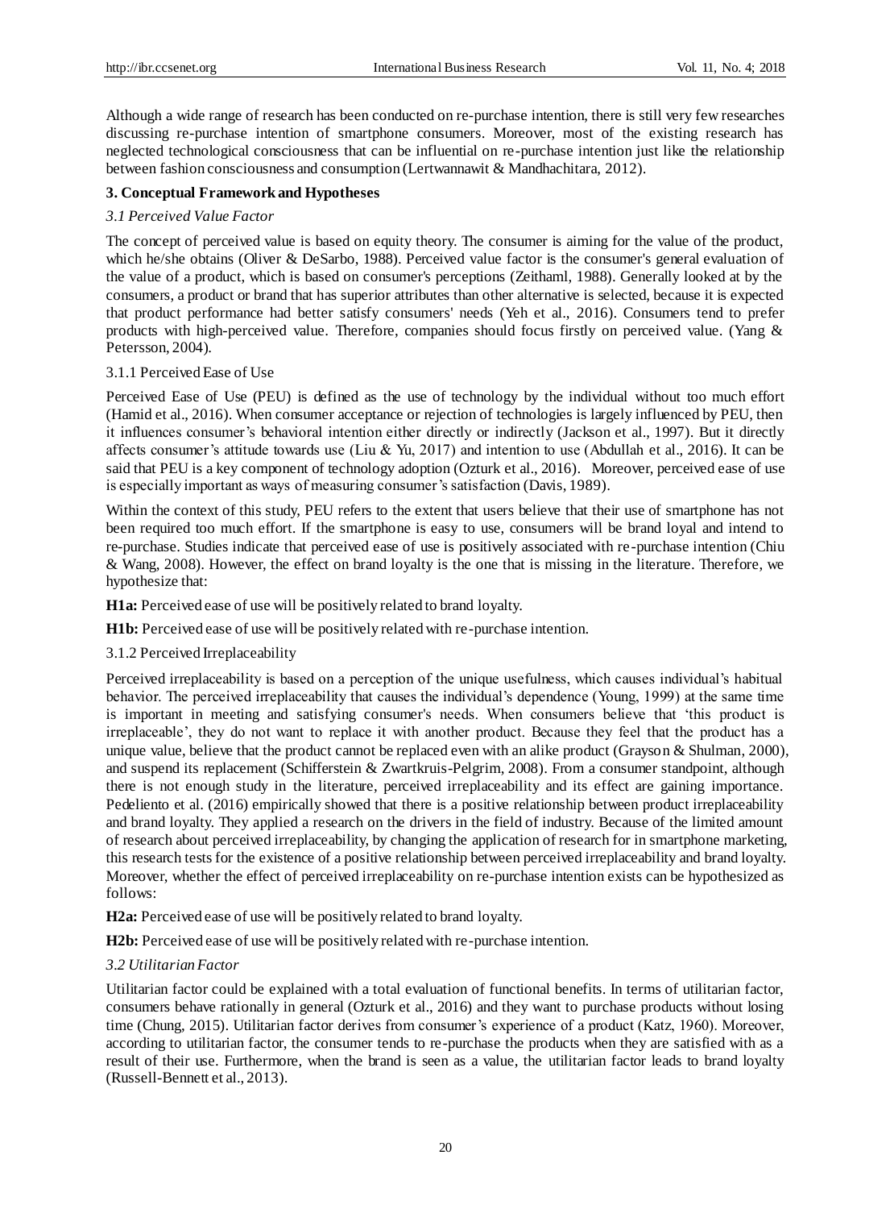Although a wide range of research has been conducted on re-purchase intention, there is still very few researches discussing re-purchase intention of smartphone consumers. Moreover, most of the existing research has neglected technological consciousness that can be influential on re-purchase intention just like the relationship between fashion consciousness and consumption (Lertwannawit & Mandhachitara, 2012).

## 3. Conceptual Framework and Hypotheses

### *3.1 Perceived Value Factor*

The concept of perceived value is based on equity theory. The consumer is aiming for the value of the product, which he/she obtains (Oliver & DeSarbo, 1988). Perceived value factor is the consumer's general evaluation of the value of a product, which is based on consumer's perceptions (Zeithaml, 1988). Generally looked at by the consumers, a product or brand that has superior attributes than other alternative is selected, because it is expected that product performance had better satisfy consumers' needs (Yeh et al., 2016). Consumers tend to prefer products with high-perceived value. Therefore, companies should focus firstly on perceived value. (Yang & Petersson, 2004).

#### 3.1.1 Perceived Ease of Use

Perceived Ease of Use (PEU) is defined as the use of technology by the individual without too much effort (Hamid et al., 2016). When consumer acceptance or rejection of technologies is largely influenced by PEU, then it influences consumer's behavioral intention either directly or indirectly (Jackson et al., 1997). But it directly affects consumer's attitude towards use (Liu & Yu, 2017) and intention to use (Abdullah et al., 2016). It can be said that PEU is a key component of technology adoption (Ozturk et al., 2016). Moreover, perceived ease of use is especially important as ways of measuring consumer's satisfaction (Davis, 1989).

Within the context of this study, PEU refers to the extent that users believe that their use of smartphone has not been required too much effort. If the smartphone is easy to use, consumers will be brand loyal and intend to re-purchase. Studies indicate that perceived ease of use is positively associated with re-purchase intention (Chiu & Wang, 2008). However, the effect on brand loyalty is the one that is missing in the literature. Therefore, we hypothesize that:

**H1a:** Perceived ease of use will be positively related to brand loyalty.

**H1b:** Perceived ease of use will be positively related with re-purchase intention.

#### 3.1.2 Perceived Irreplaceability

Perceived irreplaceability is based on a perception of the unique usefulness, which causes individual's habitual behavior. The perceived irreplaceability that causes the individual's dependence (Young, 1999) at the same time is important in meeting and satisfying consumer's needs. When consumers believe that 'this product is irreplaceable', they do not want to replace it with another product. Because they feel that the product has a unique value, believe that the product cannot be replaced even with an alike product (Grayson & Shulman, 2000), and suspend its replacement (Schifferstein & Zwartkruis-Pelgrim, 2008). From a consumer standpoint, although there is not enough study in the literature, perceived irreplaceability and its effect are gaining importance. Pedeliento et al. (2016) empirically showed that there is a positive relationship between product irreplaceability and brand loyalty. They applied a research on the drivers in the field of industry. Because of the limited amount of research about perceived irreplaceability, by changing the application of research for in smartphone marketing, this research tests for the existence of a positive relationship between perceived irreplaceability and brand loyalty. Moreover, whether the effect of perceived irreplaceability on re-purchase intention exists can be hypothesized as follows:

**H2a:** Perceived ease of use will be positively related to brand loyalty.

**H2b:** Perceived ease of use will be positively related with re-purchase intention.

### *3.2 Utilitarian Factor*

Utilitarian factor could be explained with a total evaluation of functional benefits. In terms of utilitarian factor, consumers behave rationally in general (Ozturk et al., 2016) and they want to purchase products without losing time (Chung, 2015). Utilitarian factor derives from consumer's experience of a product (Katz, 1960). Moreover, according to utilitarian factor, the consumer tends to re-purchase the products when they are satisfied with as a result of their use. Furthermore, when the brand is seen as a value, the utilitarian factor leads to brand loyalty (Russell-Bennett et al., 2013).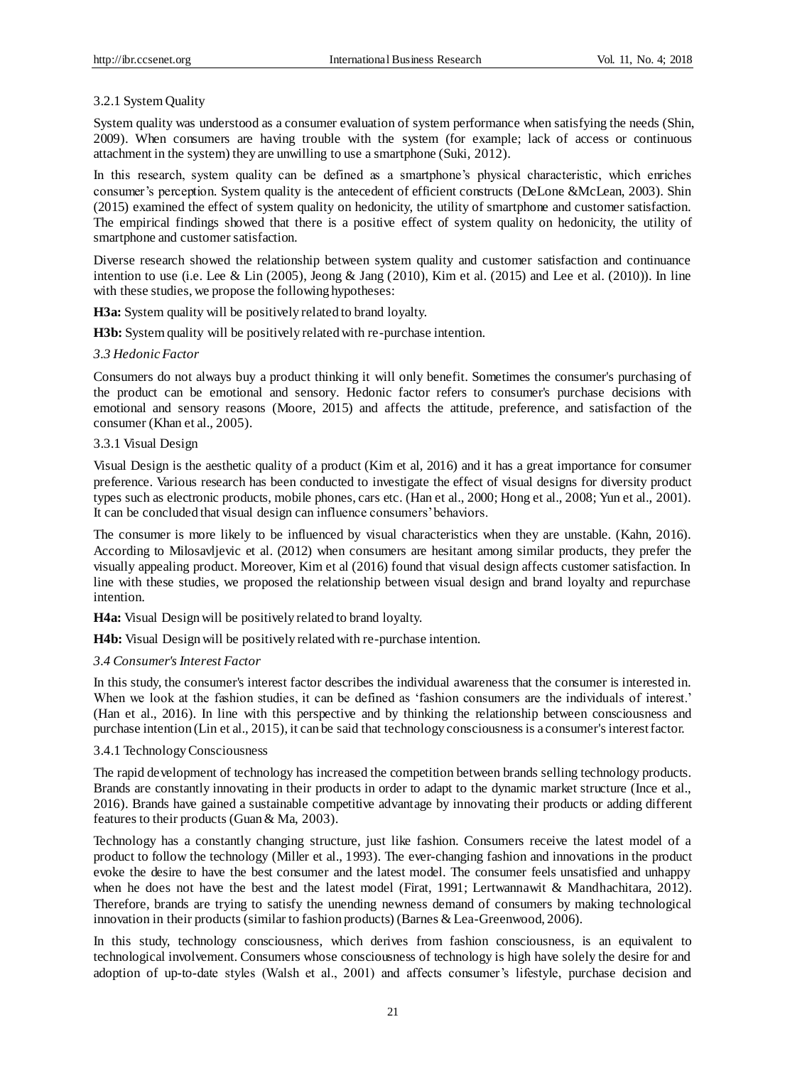#### 3.2.1 System Quality

System quality was understood as a consumer evaluation of system performance when satisfying the needs (Shin, 2009). When consumers are having trouble with the system (for example; lack of access or continuous attachment in the system) they are unwilling to use a smartphone (Suki, 2012).

In this research, system quality can be defined as a smartphone's physical characteristic, which enriches consumer's perception. System quality is the antecedent of efficient constructs (DeLone &McLean, 2003). Shin (2015) examined the effect of system quality on hedonicity, the utility of smartphone and customer satisfaction. The empirical findings showed that there is a positive effect of system quality on hedonicity, the utility of smartphone and customer satisfaction.

Diverse research showed the relationship between system quality and customer satisfaction and continuance intention to use (i.e. Lee & Lin (2005), Jeong & Jang (2010), Kim et al. (2015) and Lee et al. (2010)). In line with these studies, we propose the following hypotheses:

**H3a:** System quality will be positively related to brand loyalty.

**H3b:** System quality will be positively related with re-purchase intention.

### *3.3 Hedonic Factor*

Consumers do not always buy a product thinking it will only benefit. Sometimes the consumer's purchasing of the product can be emotional and sensory. Hedonic factor refers to consumer's purchase decisions with emotional and sensory reasons (Moore, 2015) and affects the attitude, preference, and satisfaction of the consumer (Khan et al., 2005).

#### 3.3.1 Visual Design

Visual Design is the aesthetic quality of a product (Kim et al, 2016) and it has a great importance for consumer preference. Various research has been conducted to investigate the effect of visual designs for diversity product types such as electronic products, mobile phones, cars etc. (Han et al., 2000; Hong et al., 2008; Yun et al., 2001). It can be concluded that visual design can influence consumers' behaviors.

The consumer is more likely to be influenced by visual characteristics when they are unstable. (Kahn, 2016). According to Milosavljevic et al. (2012) when consumers are hesitant among similar products, they prefer the visually appealing product. Moreover, Kim et al (2016) found that visual design affects customer satisfaction. In line with these studies, we proposed the relationship between visual design and brand loyalty and repurchase intention.

**H4a:** Visual Design will be positively related to brand loyalty.

**H4b:** Visual Design will be positively related with re-purchase intention.

### *3.4 Consumer's Interest Factor*

In this study, the consumer's interest factor describes the individual awareness that the consumer is interested in. When we look at the fashion studies, it can be defined as 'fashion consumers are the individuals of interest.' (Han et al., 2016). In line with this perspective and by thinking the relationship between consciousness and purchase intention (Lin et al., 2015), it can be said that technology consciousness is a consumer's interest factor.

#### 3.4.1 Technology Consciousness

The rapid development of technology has increased the competition between brands selling technology products. Brands are constantly innovating in their products in order to adapt to the dynamic market structure (Ince et al., 2016). Brands have gained a sustainable competitive advantage by innovating their products or adding different features to their products (Guan & Ma, 2003).

Technology has a constantly changing structure, just like fashion. Consumers receive the latest model of a product to follow the technology (Miller et al., 1993). The ever-changing fashion and innovations in the product evoke the desire to have the best consumer and the latest model. The consumer feels unsatisfied and unhappy when he does not have the best and the latest model (Firat, 1991; Lertwannawit & Mandhachitara, 2012). Therefore, brands are trying to satisfy the unending newness demand of consumers by making technological innovation in their products (similar to fashion products) (Barnes & Lea-Greenwood, 2006).

In this study, technology consciousness, which derives from fashion consciousness, is an equivalent to technological involvement. Consumers whose consciousness of technology is high have solely the desire for and adoption of up-to-date styles (Walsh et al., 2001) and affects consumer's lifestyle, purchase decision and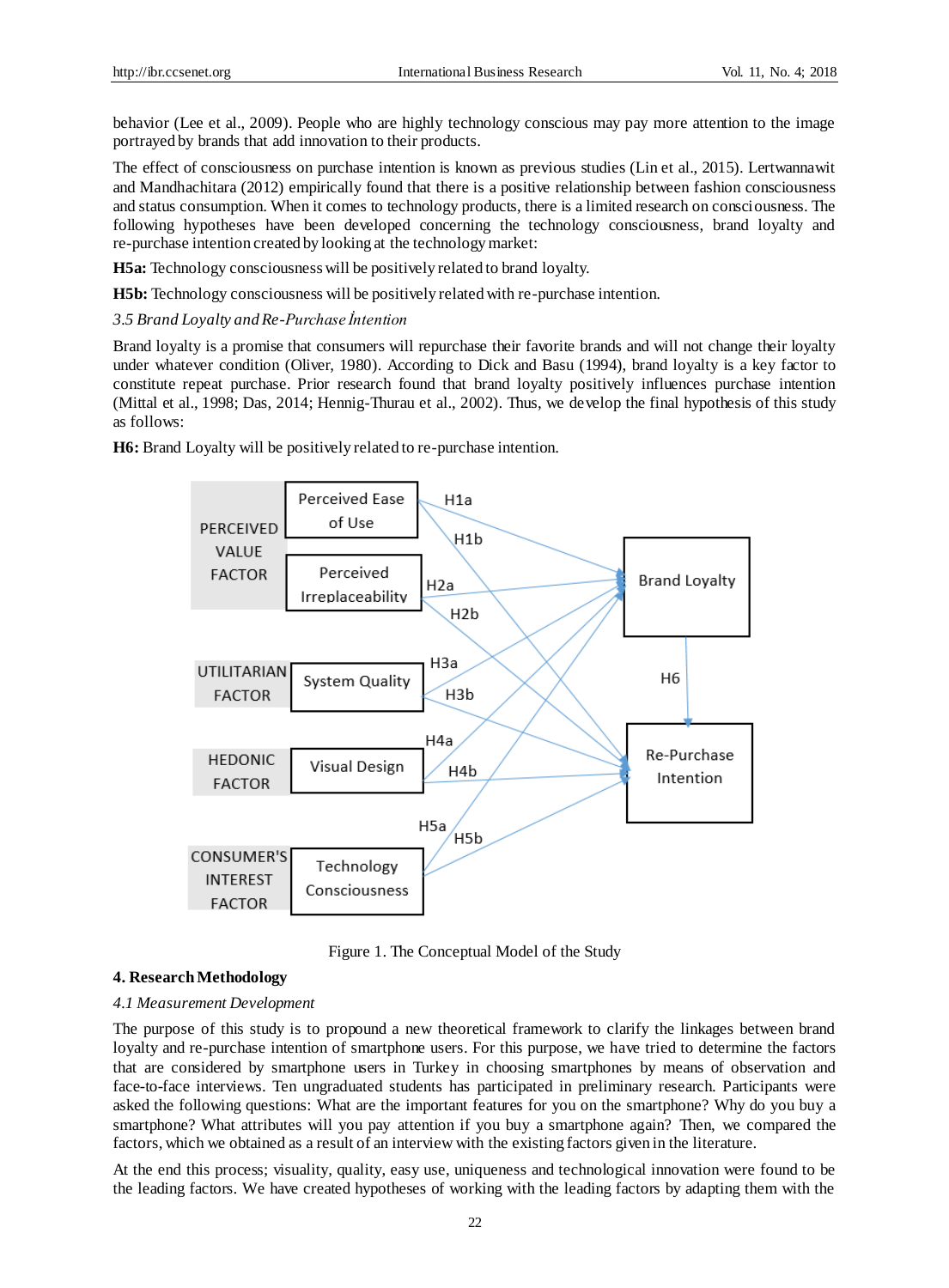behavior (Lee et al., 2009). People who are highly technology conscious may pay more attention to the image portrayed by brands that add innovation to their products.

The effect of consciousness on purchase intention is known as previous studies (Lin et al., 2015). Lertwannawit and Mandhachitara (2012) empirically found that there is a positive relationship between fashion consciousness and status consumption. When it comes to technology products, there is a limited research on consciousness. The following hypotheses have been developed concerning the technology consciousness, brand loyalty and re-purchase intention created by looking at the technology market:

**H5a:** Technology consciousness will be positively related to brand loyalty.

**H5b:** Technology consciousness will be positively related with re-purchase intention.

*3.5 Brand Loyalty and Re-Purchase İntention*

Brand loyalty is a promise that consumers will repurchase their favorite brands and will not change their loyalty under whatever condition (Oliver, 1980). According to Dick and Basu (1994), brand loyalty is a key factor to constitute repeat purchase. Prior research found that brand loyalty positively influences purchase intention (Mittal et al., 1998; Das, 2014; Hennig-Thurau et al., 2002). Thus, we develop the final hypothesis of this study as follows:

**H6:** Brand Loyalty will be positively related to re-purchase intention.

Figure 1. The Conceptual Model of the Study

## 4. Research Methodology

*4.1 Measurement Development*

The purpose of this study is to propound a new theoretical framework to clarify the linkages between brand loyalty and re-purchase intention of smartphone users. For this purpose, we have tried to determine the factors that are considered by smartphone users in Turkey in choosing smartphones by means of observation and face-to-face interviews. Ten ungraduated students has participated in preliminary research. Participants were asked the following questions: What are the important features for you on the smartphone? Why do you buy a smartphone? What attributes will you pay attention if you buy a smartphone again? Then, we compared the factors, which we obtained as a result of an interview with the existing factors given in the literature.

At the end this process; visuality, quality, easy use, uniqueness and technological innovation were found to be the leading factors. We have created hypotheses of working with the leading factors by adapting them with the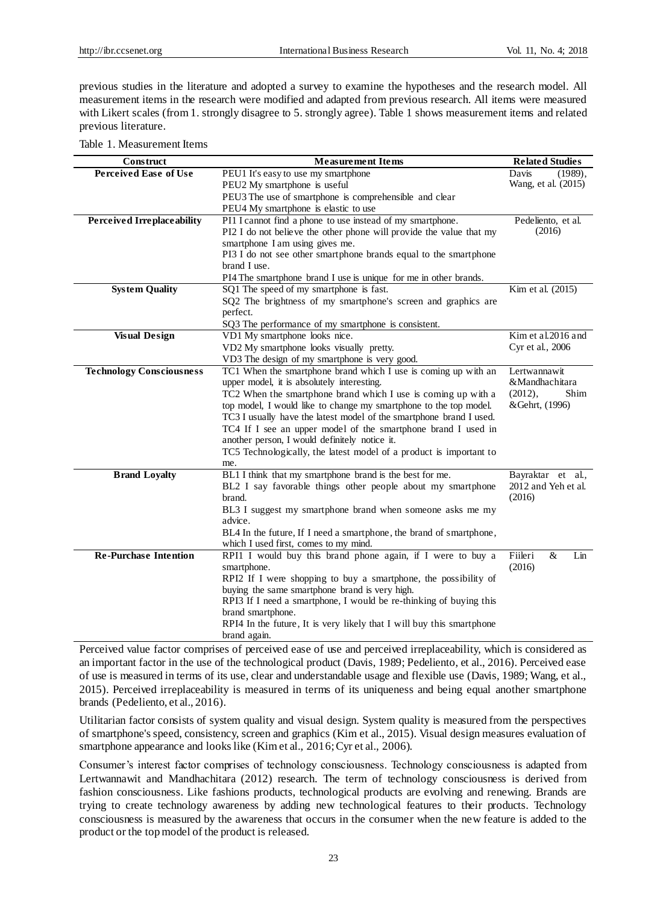previous studies in the literature and adopted a survey to examine the hypotheses and the research model. All measurement items in the research were modified and adapted from previous research. All items were measured with Likert scales (from 1. strongly disagree to 5. strongly agree). Table 1 shows measurement items and related previous literature.

Table 1. Measurement Items

| Construct | Measurement Items | Related Studies |
|---|---|---|
| **Perceived Ease of Use** | PEU1 It's easy to use my smartphone<br>PEU2 My smartphone is useful<br>PEU3 The use of smartphone is comprehensible and clear<br>PEU4 My smartphone is elastic to use | Davis (1989), Wang, et al. (2015) |
| **Perceived Irreplaceability** | PI1 I cannot find a phone to use instead of my smartphone.<br>PI2 I do not believe the other phone will provide the value that my smartphone I am using gives me.<br>PI3 I do not see other smartphone brands equal to the smartphone brand I use.<br>PI4 The smartphone brand I use is unique for me in other brands. | Pedeliento, et al. (2016) |
| **System Quality** | SQ1 The speed of my smartphone is fast.<br>SQ2 The brightness of my smartphone's screen and graphics are perfect.<br>SQ3 The performance of my smartphone is consistent. | Kim et al. (2015) |
| **Visual Design** | VD1 My smartphone looks nice.<br>VD2 My smartphone looks visually pretty.<br>VD3 The design of my smartphone is very good. | Kim et al.2016 and Cyr et al., 2006 |
| **Technology Consciousness** | TC1 When the smartphone brand which I use is coming up with an upper model, it is absolutely interesting.<br>TC2 When the smartphone brand which I use is coming up with a top model, I would like to change my smartphone to the top model.<br>TC3 I usually have the latest model of the smartphone brand I used.<br>TC4 If I see an upper model of the smartphone brand I used in another person, I would definitely notice it.<br>TC5 Technologically, the latest model of a product is important to me. | Lertwannawit &Mandhachitara (2012), Shim &Gehrt, (1996) |
| **Brand Loyalty** | BL1 I think that my smartphone brand is the best for me.<br>BL2 I say favorable things other people about my smartphone brand.<br>BL3 I suggest my smartphone brand when someone asks me my advice.<br>BL4 In the future, If I need a smartphone, the brand of smartphone, which I used first, comes to my mind. | Bayraktar et al., 2012 and Yeh et al. (2016) |
| **Re-Purchase Intention** | RPI1 I would buy this brand phone again, if I were to buy a smartphone.<br>RPI2 If I were shopping to buy a smartphone, the possibility of buying the same smartphone brand is very high.<br>RPI3 If I need a smartphone, I would be re-thinking of buying this brand smartphone.<br>RPI4 In the future, It is very likely that I will buy this smartphone brand again. | Fiileri & Lin (2016) |

Perceived value factor comprises of perceived ease of use and perceived irreplaceability, which is considered as an important factor in the use of the technological product (Davis, 1989; Pedeliento, et al., 2016). Perceived ease of use is measured in terms of its use, clear and understandable usage and flexible use (Davis, 1989; Wang, et al., 2015). Perceived irreplaceability is measured in terms of its uniqueness and being equal another smartphone brands (Pedeliento, et al., 2016).

Utilitarian factor consists of system quality and visual design. System quality is measured from the perspectives of smartphone's speed, consistency, screen and graphics (Kim et al., 2015). Visual design measures evaluation of smartphone appearance and looks like (Kim et al., 2016; Cyr et al., 2006).

Consumer's interest factor comprises of technology consciousness. Technology consciousness is adapted from Lertwannawit and Mandhachitara (2012) research. The term of technology consciousness is derived from fashion consciousness. Like fashions products, technological products are evolving and renewing. Brands are trying to create technology awareness by adding new technological features to their products. Technology consciousness is measured by the awareness that occurs in the consumer when the new feature is added to the product or the top model of the product is released.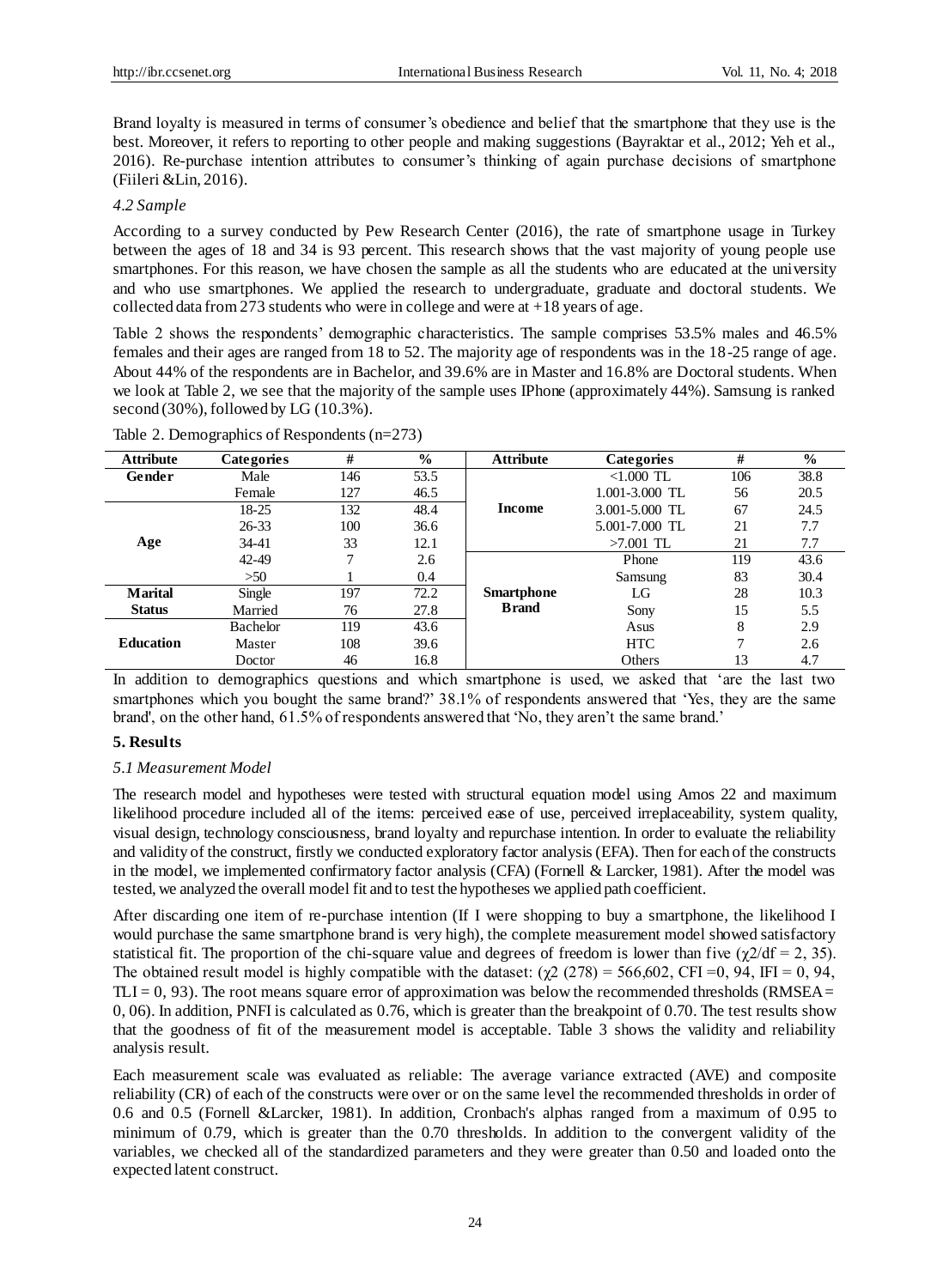Brand loyalty is measured in terms of consumer's obedience and belief that the smartphone that they use is the best. Moreover, it refers to reporting to other people and making suggestions (Bayraktar et al., 2012; Yeh et al., 2016). Re-purchase intention attributes to consumer's thinking of again purchase decisions of smartphone (Fiileri &Lin, 2016).

### *4.2 Sample*

According to a survey conducted by Pew Research Center (2016), the rate of smartphone usage in Turkey between the ages of 18 and 34 is 93 percent. This research shows that the vast majority of young people use smartphones. For this reason, we have chosen the sample as all the students who are educated at the university and who use smartphones. We applied the research to undergraduate, graduate and doctoral students. We collected data from 273 students who were in college and were at +18 years of age.

Table 2 shows the respondents' demographic characteristics. The sample comprises 53.5% males and 46.5% females and their ages are ranged from 18 to 52. The majority age of respondents was in the 18-25 range of age. About 44% of the respondents are in Bachelor, and 39.6% are in Master and 16.8% are Doctoral students. When we look at Table 2, we see that the majority of the sample uses IPhone (approximately 44%). Samsung is ranked second (30%), followed by LG (10.3%).

Table 2. Demographics of Respondents (n=273)

| Attribute | Categories | # | % | Attribute | Categories | # | % |
|---|---|---|---|---|---|---|---|
| **Gender** | Male | 146 | 53.5 | **Income** | <1.000 TL | 106 | 38.8 |
| | Female | 127 | 46.5 | | 1.001-3.000 TL | 56 | 20.5 |
| **Age** | 18-25 | 132 | 48.4 | | 3.001-5.000 TL | 67 | 24.5 |
| | 26-33 | 100 | 36.6 | | 5.001-7.000 TL | 21 | 7.7 |
| | 34-41 | 33 | 12.1 | | >7.001 TL | 21 | 7.7 |
| | 42-49 | 7 | 2.6 | **Smartphone Brand** | Phone | 119 | 43.6 |
| | >50 | 1 | 0.4 | | Samsung | 83 | 30.4 |
| **Marital Status** | Single | 197 | 72.2 | | LG | 28 | 10.3 |
| | Married | 76 | 27.8 | | Sony | 15 | 5.5 |
| **Education** | Bachelor | 119 | 43.6 | | Asus | 8 | 2.9 |
| | Master | 108 | 39.6 | | HTC | 7 | 2.6 |
| | Doctor | 46 | 16.8 | | Others | 13 | 4.7 |

In addition to demographics questions and which smartphone is used, we asked that 'are the last two smartphones which you bought the same brand?' 38.1% of respondents answered that 'Yes, they are the same brand', on the other hand, 61.5% of respondents answered that 'No, they aren't the same brand.'

## **5. Results**

### *5.1 Measurement Model*

The research model and hypotheses were tested with structural equation model using Amos 22 and maximum likelihood procedure included all of the items: perceived ease of use, perceived irreplaceability, system quality, visual design, technology consciousness, brand loyalty and repurchase intention. In order to evaluate the reliability and validity of the construct, firstly we conducted exploratory factor analysis (EFA). Then for each of the constructs in the model, we implemented confirmatory factor analysis (CFA) (Fornell & Larcker, 1981). After the model was tested, we analyzed the overall model fit and to test the hypotheses we applied path coefficient.

After discarding one item of re-purchase intention (If I were shopping to buy a smartphone, the likelihood I would purchase the same smartphone brand is very high), the complete measurement model showed satisfactory statistical fit. The proportion of the chi-square value and degrees of freedom is lower than five ($\chi 2/df$ = 2, 35). The obtained result model is highly compatible with the dataset: ($\chi 2$ (278) = 566,602, CFI =0, 94, IFI = 0, 94, TLI = 0, 93). The root means square error of approximation was below the recommended thresholds (RMSEA = 0, 06). In addition, PNFI is calculated as 0.76, which is greater than the breakpoint of 0.70. The test results show that the goodness of fit of the measurement model is acceptable. Table 3 shows the validity and reliability analysis result.

Each measurement scale was evaluated as reliable: The average variance extracted (AVE) and composite reliability (CR) of each of the constructs were over or on the same level the recommended thresholds in order of 0.6 and 0.5 (Fornell &Larcker, 1981). In addition, Cronbach's alphas ranged from a maximum of 0.95 to minimum of 0.79, which is greater than the 0.70 thresholds. In addition to the convergent validity of the variables, we checked all of the standardized parameters and they were greater than 0.50 and loaded onto the expected latent construct.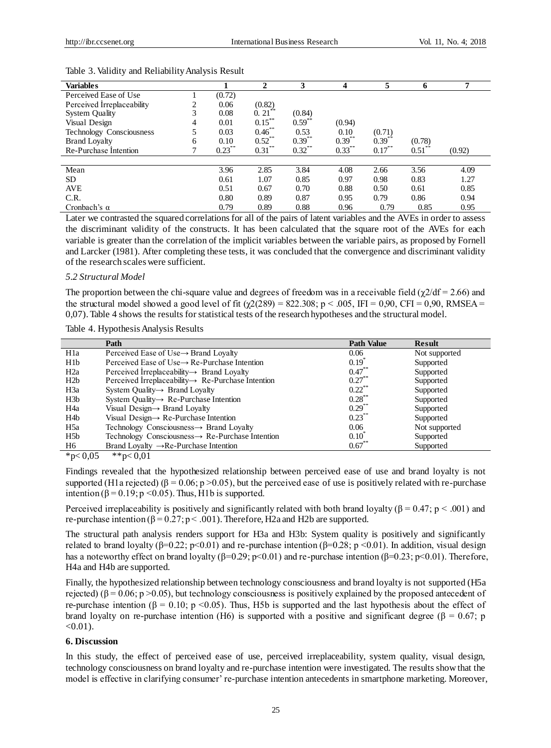Table 3. Validity and Reliability Analysis Result

| Variables | | 1 | 2 | 3 | 4 | 5 | 6 | 7 |
|---|---|---|---|---|---|---|---|---|
| Perceived Ease of Use | 1 | (0.72) | | | | | | |
| Perceived İrreplaceability | 2 | 0.06 | (0.82) | | | | | |
| System Quality | 3 | 0.08 | 0. 21** | (0.84) | | | | |
| Visual Design | 4 | 0.01 | 0.15** | 0.59** | (0.94) | | | |
| Technology Consciousness | 5 | 0.03 | 0.46** | 0.53 | 0.10 | (0.71) | | |
| Brand Loyalty | 6 | 0.10 | 0.52** | 0.39** | 0.39** | 0.39** | (0.78) | |
| Re-Purchase İntention | 7 | 0.23** | 0.31** | 0.32** | 0.33** | 0.17** | 0.51** | (0.92) |
| | | | | | | | | |
| Mean | | 3.96 | 2.85 | 3.84 | 4.08 | 2.66 | 3.56 | 4.09 |
| SD | | 0.61 | 1.07 | 0.85 | 0.97 | 0.98 | 0.83 | 1.27 |
| AVE | | 0.51 | 0.67 | 0.70 | 0.88 | 0.50 | 0.61 | 0.85 |
| C.R. | | 0.80 | 0.89 | 0.87 | 0.95 | 0.79 | 0.86 | 0.94 |
| Cronbach's α | | 0.79 | 0.89 | 0.88 | 0.96 | 0.79 | 0.85 | 0.95 |

Later we contrasted the squared correlations for all of the pairs of latent variables and the AVEs in order to assess the discriminant validity of the constructs. It has been calculated that the square root of the AVEs for each variable is greater than the correlation of the implicit variables between the variable pairs, as proposed by Fornell and Larcker (1981). After completing these tests, it was concluded that the convergence and discriminant validity of the research scales were sufficient.

### *5.2 Structural Model*

The proportion between the chi-square value and degrees of freedom was in a receivable field ($\chi 2/df = 2.66$) and the structural model showed a good level of fit ($\chi 2(289) = 822.308$; $p < .005$, IFI = 0,90, CFI = 0,90, RMSEA = 0,07). Table 4 shows the results for statistical tests of the research hypotheses and the structural model.

Table 4. Hypothesis Analysis Results

| | Path | Path Value | Result |
|---|---|---|---|
| H1a | Perceived Ease of Use→ Brand Loyalty | 0.06 | Not supported |
| H1b | Perceived Ease of Use→ Re-Purchase Intention | 0.19* | Supported |
| H2a | Perceived İrreplaceability→ Brand Loyalty | 0.47** | Supported |
| H2b | Perceived İrreplaceability→ Re-Purchase Intention | 0.27** | Supported |
| H3a | System Quality→ Brand Loyalty | 0.22** | Supported |
| H3b | System Quality→ Re-Purchase Intention | 0.28** | Supported |
| H4a | Visual Design→ Brand Loyalty | 0.29** | Supported |
| H4b | Visual Design→ Re-Purchase Intention | 0.23** | Supported |
| H5a | Technology Consciousness→ Brand Loyalty | 0.06 | Not supported |
| H5b | Technology Consciousness→ Re-Purchase Intention | 0.10* | Supported |
| H6 | Brand Loyalty →Re-Purchase Intention | 0.67** | Supported |

*p< 0,05 **p< 0,01

Findings revealed that the hypothesized relationship between perceived ease of use and brand loyalty is not supported (H1a rejected) ($\beta = 0.06$; $p > 0.05$), but the perceived ease of use is positively related with re-purchase intention ($\beta = 0.19$; $p < 0.05$). Thus, H1b is supported.

Perceived irreplaceability is positively and significantly related with both brand loyalty ($\beta = 0.47$; $p < .001$) and re-purchase intention ($\beta = 0.27$; $p < .001$). Therefore, H2a and H2b are supported.

The structural path analysis renders support for H3a and H3b: System quality is positively and significantly related to brand loyalty ($\beta=0.22$; $p<0.01$) and re-purchase intention ($\beta=0.28$; $p < 0.01$). In addition, visual design has a noteworthy effect on brand loyalty ($\beta=0.29$; $p<0.01$) and re-purchase intention ($\beta=0.23$; $p<0.01$). Therefore, H4a and H4b are supported.

Finally, the hypothesized relationship between technology consciousness and brand loyalty is not supported (H5a rejected) ($\beta = 0.06$; $p > 0.05$), but technology consciousness is positively explained by the proposed antecedent of re-purchase intention ($\beta = 0.10$; $p < 0.05$). Thus, H5b is supported and the last hypothesis about the effect of brand loyalty on re-purchase intention (H6) is supported with a positive and significant degree ($\beta = 0.67$; $p < 0.01$).

## 6. Discussion

In this study, the effect of perceived ease of use, perceived irreplaceability, system quality, visual design, technology consciousness on brand loyalty and re-purchase intention were investigated. The results show that the model is effective in clarifying consumer' re-purchase intention antecedents in smartphone marketing. Moreover,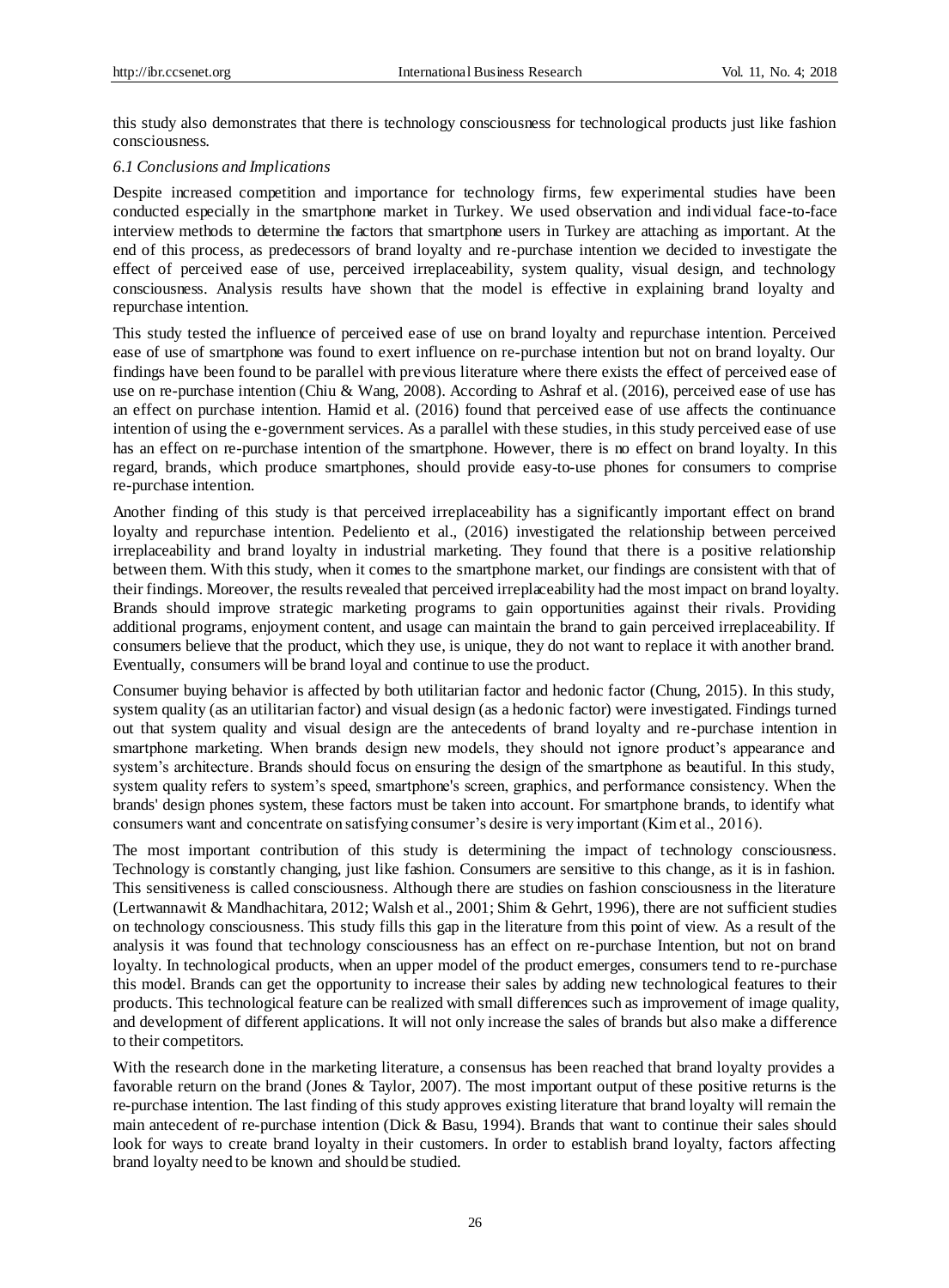this study also demonstrates that there is technology consciousness for technological products just like fashion consciousness.

### *6.1 Conclusions and Implications*

Despite increased competition and importance for technology firms, few experimental studies have been conducted especially in the smartphone market in Turkey. We used observation and individual face-to-face interview methods to determine the factors that smartphone users in Turkey are attaching as important. At the end of this process, as predecessors of brand loyalty and re-purchase intention we decided to investigate the effect of perceived ease of use, perceived irreplaceability, system quality, visual design, and technology consciousness. Analysis results have shown that the model is effective in explaining brand loyalty and repurchase intention.

This study tested the influence of perceived ease of use on brand loyalty and repurchase intention. Perceived ease of use of smartphone was found to exert influence on re-purchase intention but not on brand loyalty. Our findings have been found to be parallel with previous literature where there exists the effect of perceived ease of use on re-purchase intention (Chiu & Wang, 2008). According to Ashraf et al. (2016), perceived ease of use has an effect on purchase intention. Hamid et al. (2016) found that perceived ease of use affects the continuance intention of using the e-government services. As a parallel with these studies, in this study perceived ease of use has an effect on re-purchase intention of the smartphone. However, there is no effect on brand loyalty. In this regard, brands, which produce smartphones, should provide easy-to-use phones for consumers to comprise re-purchase intention.

Another finding of this study is that perceived irreplaceability has a significantly important effect on brand loyalty and repurchase intention. Pedeliento et al., (2016) investigated the relationship between perceived irreplaceability and brand loyalty in industrial marketing. They found that there is a positive relationship between them. With this study, when it comes to the smartphone market, our findings are consistent with that of their findings. Moreover, the results revealed that perceived irreplaceability had the most impact on brand loyalty. Brands should improve strategic marketing programs to gain opportunities against their rivals. Providing additional programs, enjoyment content, and usage can maintain the brand to gain perceived irreplaceability. If consumers believe that the product, which they use, is unique, they do not want to replace it with another brand. Eventually, consumers will be brand loyal and continue to use the product.

Consumer buying behavior is affected by both utilitarian factor and hedonic factor (Chung, 2015). In this study, system quality (as an utilitarian factor) and visual design (as a hedonic factor) were investigated. Findings turned out that system quality and visual design are the antecedents of brand loyalty and re-purchase intention in smartphone marketing. When brands design new models, they should not ignore product's appearance and system's architecture. Brands should focus on ensuring the design of the smartphone as beautiful. In this study, system quality refers to system's speed, smartphone's screen, graphics, and performance consistency. When the brands' design phones system, these factors must be taken into account. For smartphone brands, to identify what consumers want and concentrate on satisfying consumer's desire is very important (Kim et al., 2016).

The most important contribution of this study is determining the impact of technology consciousness. Technology is constantly changing, just like fashion. Consumers are sensitive to this change, as it is in fashion. This sensitiveness is called consciousness. Although there are studies on fashion consciousness in the literature (Lertwannawit & Mandhachitara, 2012; Walsh et al., 2001; Shim & Gehrt, 1996), there are not sufficient studies on technology consciousness. This study fills this gap in the literature from this point of view. As a result of the analysis it was found that technology consciousness has an effect on re-purchase Intention, but not on brand loyalty. In technological products, when an upper model of the product emerges, consumers tend to re-purchase this model. Brands can get the opportunity to increase their sales by adding new technological features to their products. This technological feature can be realized with small differences such as improvement of image quality, and development of different applications. It will not only increase the sales of brands but also make a difference to their competitors.

With the research done in the marketing literature, a consensus has been reached that brand loyalty provides a favorable return on the brand (Jones & Taylor, 2007). The most important output of these positive returns is the re-purchase intention. The last finding of this study approves existing literature that brand loyalty will remain the main antecedent of re-purchase intention (Dick & Basu, 1994). Brands that want to continue their sales should look for ways to create brand loyalty in their customers. In order to establish brand loyalty, factors affecting brand loyalty need to be known and should be studied.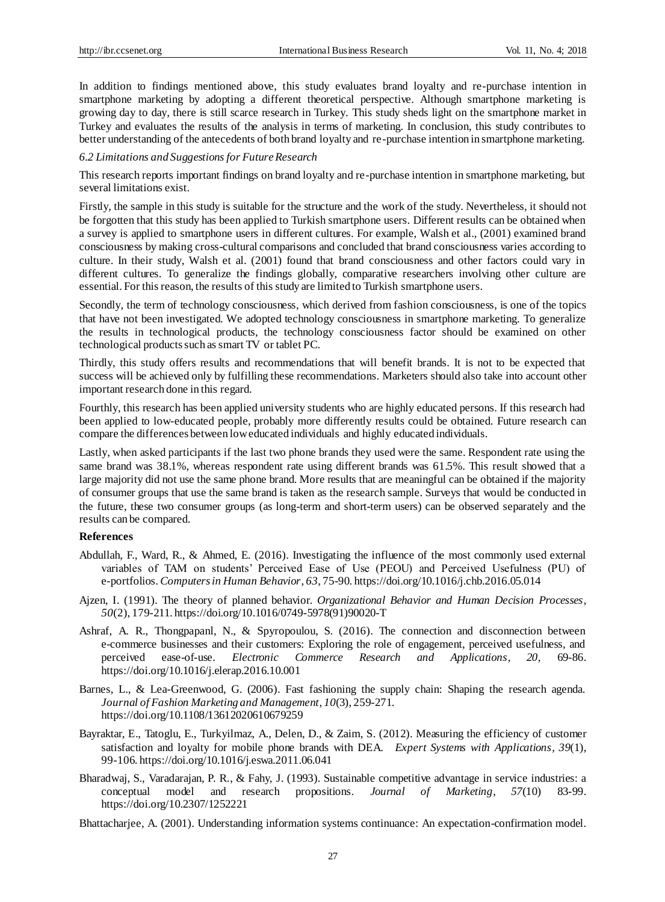In addition to findings mentioned above, this study evaluates brand loyalty and re-purchase intention in smartphone marketing by adopting a different theoretical perspective. Although smartphone marketing is growing day to day, there is still scarce research in Turkey. This study sheds light on the smartphone market in Turkey and evaluates the results of the analysis in terms of marketing. In conclusion, this study contributes to better understanding of the antecedents of both brand loyalty and re-purchase intention in smartphone marketing.

### *6.2 Limitations and Suggestions for Future Research*

This research reports important findings on brand loyalty and re-purchase intention in smartphone marketing, but several limitations exist.

Firstly, the sample in this study is suitable for the structure and the work of the study. Nevertheless, it should not be forgotten that this study has been applied to Turkish smartphone users. Different results can be obtained when a survey is applied to smartphone users in different cultures. For example, Walsh et al., (2001) examined brand consciousness by making cross-cultural comparisons and concluded that brand consciousness varies according to culture. In their study, Walsh et al. (2001) found that brand consciousness and other factors could vary in different cultures. To generalize the findings globally, comparative researchers involving other culture are essential. For this reason, the results of this study are limited to Turkish smartphone users.

Secondly, the term of technology consciousness, which derived from fashion consciousness, is one of the topics that have not been investigated. We adopted technology consciousness in smartphone marketing. To generalize the results in technological products, the technology consciousness factor should be examined on other technological products such as smart TV or tablet PC.

Thirdly, this study offers results and recommendations that will benefit brands. It is not to be expected that success will be achieved only by fulfilling these recommendations. Marketers should also take into account other important research done in this regard.

Fourthly, this research has been applied university students who are highly educated persons. If this research had been applied to low-educated people, probably more differently results could be obtained. Future research can compare the differences between low educated individuals and highly educated individuals.

Lastly, when asked participants if the last two phone brands they used were the same. Respondent rate using the same brand was 38.1%, whereas respondent rate using different brands was 61.5%. This result showed that a large majority did not use the same phone brand. More results that are meaningful can be obtained if the majority of consumer groups that use the same brand is taken as the research sample. Surveys that would be conducted in the future, these two consumer groups (as long-term and short-term users) can be observed separately and the results can be compared.

## References

Abdullah, F., Ward, R., & Ahmed, E. (2016). Investigating the influence of the most commonly used external variables of TAM on students' Perceived Ease of Use (PEOU) and Perceived Usefulness (PU) of e-portfolios. *Computers in Human Behavior*, *63*, 75-90. https://doi.org/10.1016/j.chb.2016.05.014

Ajzen, I. (1991). The theory of planned behavior. *Organizational Behavior and Human Decision Processes*, *50*(2), 179-211. https://doi.org/10.1016/0749-5978(91)90020-T

Ashraf, A. R., Thongpapanl, N., & Spyropoulou, S. (2016). The connection and disconnection between e-commerce businesses and their customers: Exploring the role of engagement, perceived usefulness, and perceived ease-of-use. *Electronic Commerce Research and Applications*, *20*, 69-86. https://doi.org/10.1016/j.elerap.2016.10.001

Barnes, L., & Lea-Greenwood, G. (2006). Fast fashioning the supply chain: Shaping the research agenda. *Journal of Fashion Marketing and Management*, *10*(3), 259-271. https://doi.org/10.1108/13612020610679259

Bayraktar, E., Tatoglu, E., Turkyilmaz, A., Delen, D., & Zaim, S. (2012). Measuring the efficiency of customer satisfaction and loyalty for mobile phone brands with DEA. *Expert Systems with Applications*, *39*(1), 99-106. https://doi.org/10.1016/j.eswa.2011.06.041

Bharadwaj, S., Varadarajan, P. R., & Fahy, J. (1993). Sustainable competitive advantage in service industries: a conceptual model and research propositions. *Journal of Marketing*, *57*(10) 83-99. https://doi.org/10.2307/1252221

Bhattacharjee, A. (2001). Understanding information systems continuance: An expectation-confirmation model.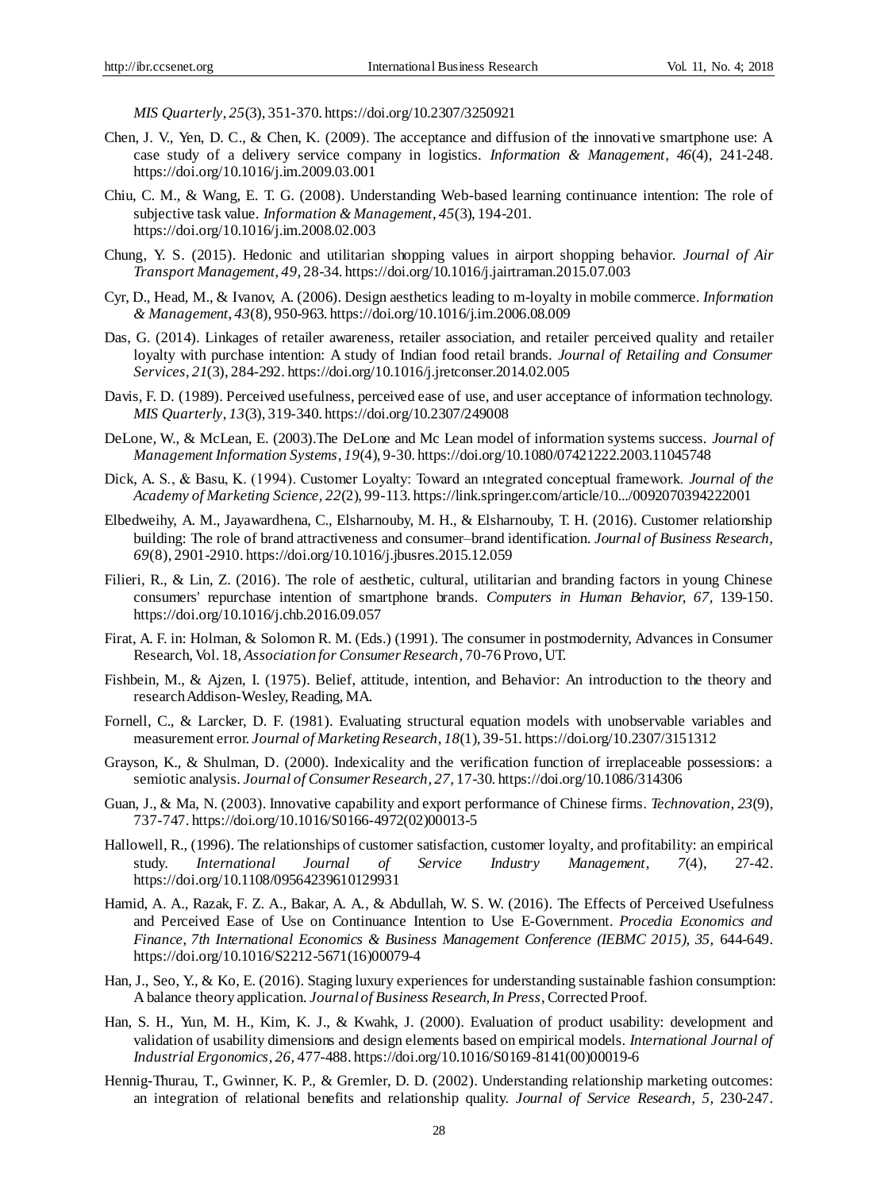*MIS Quarterly*, *25*(3), 351-370. https://doi.org/10.2307/3250921

Chen, J. V., Yen, D. C., & Chen, K. (2009). The acceptance and diffusion of the innovative smartphone use: A case study of a delivery service company in logistics. *Information & Management*, *46*(4), 241-248. https://doi.org/10.1016/j.im.2009.03.001

Chiu, C. M., & Wang, E. T. G. (2008). Understanding Web-based learning continuance intention: The role of subjective task value. *Information & Management*, *45*(3), 194-201. https://doi.org/10.1016/j.im.2008.02.003

Chung, Y. S. (2015). Hedonic and utilitarian shopping values in airport shopping behavior. *Journal of Air Transport Management*, *49*, 28-34. https://doi.org/10.1016/j.jairtraman.2015.07.003

Cyr, D., Head, M., & Ivanov, A. (2006). Design aesthetics leading to m-loyalty in mobile commerce. *Information & Management*, *43*(8), 950-963. https://doi.org/10.1016/j.im.2006.08.009

Das, G. (2014). Linkages of retailer awareness, retailer association, and retailer perceived quality and retailer loyalty with purchase intention: A study of Indian food retail brands. *Journal of Retailing and Consumer Services*, *21*(3), 284-292. https://doi.org/10.1016/j.jretconser.2014.02.005

Davis, F. D. (1989). Perceived usefulness, perceived ease of use, and user acceptance of information technology. *MIS Quarterly*, *13*(3), 319-340. https://doi.org/10.2307/249008

DeLone, W., & McLean, E. (2003).The DeLone and Mc Lean model of information systems success. *Journal of Management Information Systems*, *19*(4), 9-30. https://doi.org/10.1080/07421222.2003.11045748

Dick, A. S., & Basu, K. (1994). Customer Loyalty: Toward an ıntegrated conceptual framework. *Journal of the Academy of Marketing Science*, *22*(2), 99-113. https://link.springer.com/article/10.../0092070394222001

Elbedweihy, A. M., Jayawardhena, C., Elsharnouby, M. H., & Elsharnouby, T. H. (2016). Customer relationship building: The role of brand attractiveness and consumer–brand identification. *Journal of Business Research*, *69*(8), 2901-2910. https://doi.org/10.1016/j.jbusres.2015.12.059

Filieri, R., & Lin, Z. (2016). The role of aesthetic, cultural, utilitarian and branding factors in young Chinese consumers' repurchase intention of smartphone brands. *Computers in Human Behavior, 67*, 139-150. https://doi.org/10.1016/j.chb.2016.09.057

Firat, A. F. in: Holman, & Solomon R. M. (Eds.) (1991). The consumer in postmodernity, Advances in Consumer Research, Vol. 18, *Association for Consumer Research*, 70-76 Provo, UT.

Fishbein, M., & Ajzen, I. (1975). Belief, attitude, intention, and Behavior: An introduction to the theory and research Addison-Wesley, Reading, MA.

Fornell, C., & Larcker, D. F. (1981). Evaluating structural equation models with unobservable variables and measurement error. *Journal of Marketing Research*, *18*(1), 39-51. https://doi.org/10.2307/3151312

Grayson, K., & Shulman, D. (2000). Indexicality and the verification function of irreplaceable possessions: a semiotic analysis. *Journal of Consumer Research*, *27*, 17-30. https://doi.org/10.1086/314306

Guan, J., & Ma, N. (2003). Innovative capability and export performance of Chinese firms. *Technovation*, *23*(9), 737-747. https://doi.org/10.1016/S0166-4972(02)00013-5

Hallowell, R., (1996). The relationships of customer satisfaction, customer loyalty, and profitability: an empirical study. *International Journal of Service Industry Management*, *7*(4), 27-42. https://doi.org/10.1108/09564239610129931

Hamid, A. A., Razak, F. Z. A., Bakar, A. A., & Abdullah, W. S. W. (2016). The Effects of Perceived Usefulness and Perceived Ease of Use on Continuance Intention to Use E-Government. *Procedia Economics and Finance, 7th International Economics & Business Management Conference (IEBMC 2015), 35*, 644-649. https://doi.org/10.1016/S2212-5671(16)00079-4

Han, J., Seo, Y., & Ko, E. (2016). Staging luxury experiences for understanding sustainable fashion consumption: A balance theory application. *Journal of Business Research, In Press*, Corrected Proof.

Han, S. H., Yun, M. H., Kim, K. J., & Kwahk, J. (2000). Evaluation of product usability: development and validation of usability dimensions and design elements based on empirical models. *International Journal of Industrial Ergonomics*, *26*, 477-488. https://doi.org/10.1016/S0169-8141(00)00019-6

Hennig-Thurau, T., Gwinner, K. P., & Gremler, D. D. (2002). Understanding relationship marketing outcomes: an integration of relational benefits and relationship quality. *Journal of Service Research*, *5*, 230-247.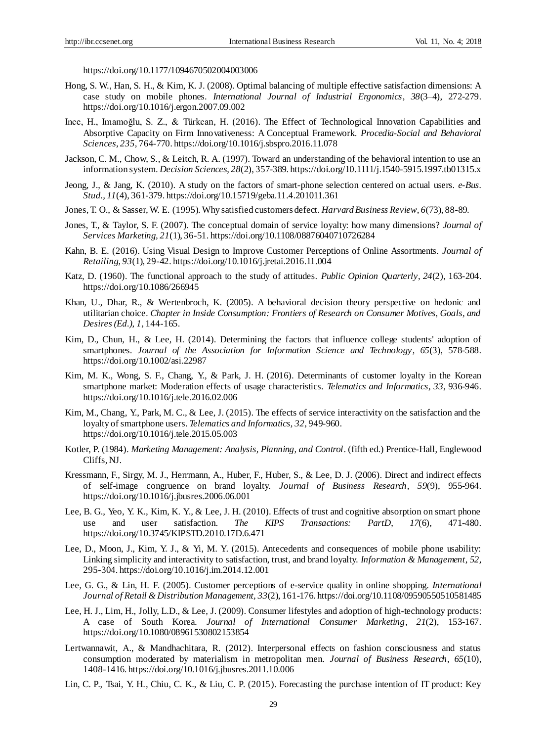https://doi.org/10.1177/1094670502004003006

Hong, S. W., Han, S. H., & Kim, K. J. (2008). Optimal balancing of multiple effective satisfaction dimensions: A case study on mobile phones. *International Journal of Industrial Ergonomics*, *38*(3–4), 272-279. https://doi.org/10.1016/j.ergon.2007.09.002

Ince, H., Imamoğlu, S. Z., & Türkcan, H. (2016). The Effect of Technological Innovation Capabilities and Absorptive Capacity on Firm Innovativeness: A Conceptual Framework. *Procedia-Social and Behavioral Sciences, 235*, 764-770. https://doi.org/10.1016/j.sbspro.2016.11.078

Jackson, C. M., Chow, S., & Leitch, R. A. (1997). Toward an understanding of the behavioral intention to use an information system. *Decision Sciences, 28*(2), 357-389. https://doi.org/10.1111/j.1540-5915.1997.tb01315.x

Jeong, J., & Jang, K. (2010). A study on the factors of smart-phone selection centered on actual users. *e-Bus. Stud., 11*(4), 361-379. https://doi.org/10.15719/geba.11.4.201011.361

Jones, T. O., & Sasser, W. E. (1995). Why satisfied customers defect. *Harvard Business Review*, *6*(73), 88-89.

Jones, T., & Taylor, S. F. (2007). The conceptual domain of service loyalty: how many dimensions? *Journal of Services Marketing, 21*(1), 36-51. https://doi.org/10.1108/08876040710726284

Kahn, B. E. (2016). Using Visual Design to Improve Customer Perceptions of Online Assortments. *Journal of Retailing, 93*(1), 29-42. https://doi.org/10.1016/j.jretai.2016.11.004

Katz, D. (1960). The functional approach to the study of attitudes. *Public Opinion Quarterly*, *24*(2), 163-204. https://doi.org/10.1086/266945

Khan, U., Dhar, R., & Wertenbroch, K. (2005). A behavioral decision theory perspective on hedonic and utilitarian choice. *Chapter in Inside Consumption: Frontiers of Research on Consumer Motives, Goals, and Desires (Ed.), 1*, 144-165.

Kim, D., Chun, H., & Lee, H. (2014). Determining the factors that influence college students' adoption of smartphones. *Journal of the Association for Information Science and Technology*, *65*(3), 578-588. https://doi.org/10.1002/asi.22987

Kim, M. K., Wong, S. F., Chang, Y., & Park, J. H. (2016). Determinants of customer loyalty in the Korean smartphone market: Moderation effects of usage characteristics. *Telematics and Informatics*, *33*, 936-946. https://doi.org/10.1016/j.tele.2016.02.006

Kim, M., Chang, Y., Park, M. C., & Lee, J. (2015). The effects of service interactivity on the satisfaction and the loyalty of smartphone users. *Telematics and Informatics, 32*, 949-960. https://doi.org/10.1016/j.tele.2015.05.003

Kotler, P. (1984). *Marketing Management: Analysis, Planning, and Control*. (fifth ed.) Prentice-Hall, Englewood Cliffs, NJ.

Kressmann, F., Sirgy, M. J., Herrmann, A., Huber, F., Huber, S., & Lee, D. J. (2006). Direct and indirect effects of self-image congruence on brand loyalty. *Journal of Business Research*, *59*(9), 955-964. https://doi.org/10.1016/j.jbusres.2006.06.001

Lee, B. G., Yeo, Y. K., Kim, K. Y., & Lee, J. H. (2010). Effects of trust and cognitive absorption on smart phone use and user satisfaction. *The KIPS Transactions: PartD*, *17*(6), 471-480. https://doi.org/10.3745/KIPSTD.2010.17D.6.471

Lee, D., Moon, J., Kim, Y. J., & Yi, M. Y. (2015). Antecedents and consequences of mobile phone usability: Linking simplicity and interactivity to satisfaction, trust, and brand loyalty. *Information & Management*, *52*, 295-304. https://doi.org/10.1016/j.im.2014.12.001

Lee, G. G., & Lin, H. F. (2005). Customer perceptions of e-service quality in online shopping. *International Journal of Retail & Distribution Management, 33*(2), 161-176. https://doi.org/10.1108/09590550510581485

Lee, H. J., Lim, H., Jolly, L.D., & Lee, J. (2009). Consumer lifestyles and adoption of high-technology products: A case of South Korea. *Journal of International Consumer Marketing*, *21*(2), 153-167. https://doi.org/10.1080/08961530802153854

Lertwannawit, A., & Mandhachitara, R. (2012). Interpersonal effects on fashion consciousness and status consumption moderated by materialism in metropolitan men. *Journal of Business Research*, *65*(10), 1408-1416. https://doi.org/10.1016/j.jbusres.2011.10.006

Lin, C. P., Tsai, Y. H., Chiu, C. K., & Liu, C. P. (2015). Forecasting the purchase intention of IT product: Key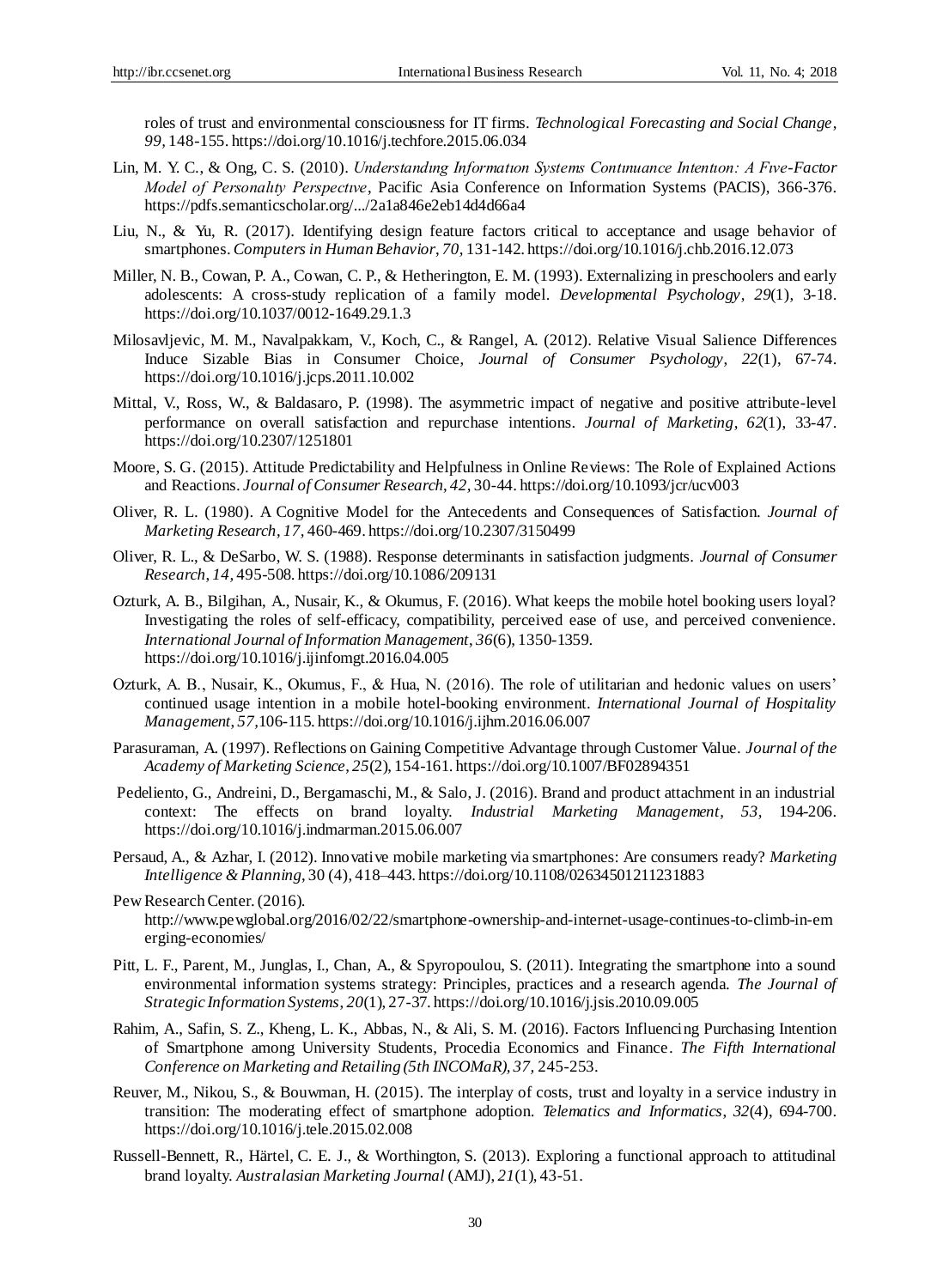roles of trust and environmental consciousness for IT firms. *Technological Forecasting and Social Change*, *99*, 148-155. https://doi.org/10.1016/j.techfore.2015.06.034

Lin, M. Y. C., & Ong, C. S. (2010). *Understandıng Informatıon Systems Contınuance Intentıon: A Fıve-Factor Model of Personalıty Perspectıve*, Pacific Asia Conference on Information Systems (PACIS), 366-376. https://pdfs.semanticscholar.org/.../2a1a846e2eb14d4d66a4

Liu, N., & Yu, R. (2017). Identifying design feature factors critical to acceptance and usage behavior of smartphones. *Computers in Human Behavior, 70,* 131-142. https://doi.org/10.1016/j.chb.2016.12.073

Miller, N. B., Cowan, P. A., Cowan, C. P., & Hetherington, E. M. (1993). Externalizing in preschoolers and early adolescents: A cross-study replication of a family model. *Developmental Psychology*, *29*(1), 3-18. https://doi.org/10.1037/0012-1649.29.1.3

Milosavljevic, M. M., Navalpakkam, V., Koch, C., & Rangel, A. (2012). Relative Visual Salience Differences Induce Sizable Bias in Consumer Choice, *Journal of Consumer Psychology*, *22*(1), 67-74. https://doi.org/10.1016/j.jcps.2011.10.002

Mittal, V., Ross, W., & Baldasaro, P. (1998). The asymmetric impact of negative and positive attribute-level performance on overall satisfaction and repurchase intentions. *Journal of Marketing*, *62*(1), 33-47. https://doi.org/10.2307/1251801

Moore, S. G. (2015). Attitude Predictability and Helpfulness in Online Reviews: The Role of Explained Actions and Reactions. *Journal of Consumer Research, 42,* 30-44. https://doi.org/10.1093/jcr/ucv003

Oliver, R. L. (1980). A Cognitive Model for the Antecedents and Consequences of Satisfaction. *Journal of Marketing Research*, *17*, 460-469. https://doi.org/10.2307/3150499

Oliver, R. L., & DeSarbo, W. S. (1988). Response determinants in satisfaction judgments. *Journal of Consumer Research*, *14*, 495-508. https://doi.org/10.1086/209131

Ozturk, A. B., Bilgihan, A., Nusair, K., & Okumus, F. (2016). What keeps the mobile hotel booking users loyal? Investigating the roles of self-efficacy, compatibility, perceived ease of use, and perceived convenience. *International Journal of Information Management*, *36*(6), 1350-1359. https://doi.org/10.1016/j.ijinfomgt.2016.04.005

Ozturk, A. B., Nusair, K., Okumus, F., & Hua, N. (2016). The role of utilitarian and hedonic values on users' continued usage intention in a mobile hotel-booking environment. *International Journal of Hospitality Management*, *57*,106-115. https://doi.org/10.1016/j.ijhm.2016.06.007

Parasuraman, A. (1997). Reflections on Gaining Competitive Advantage through Customer Value. *Journal of the Academy of Marketing Science*, *25*(2), 154-161. https://doi.org/10.1007/BF02894351

Pedeliento, G., Andreini, D., Bergamaschi, M., & Salo, J. (2016). Brand and product attachment in an industrial context: The effects on brand loyalty. *Industrial Marketing Management*, *53*, 194-206. https://doi.org/10.1016/j.indmarman.2015.06.007

Persaud, A., & Azhar, I. (2012). Innovative mobile marketing via smartphones: Are consumers ready? *Marketing Intelligence & Planning*, 30 (4), 418–443. https://doi.org/10.1108/02634501211231883

Pew Research Center. (2016). http://www.pewglobal.org/2016/02/22/smartphone-ownership-and-internet-usage-continues-to-climb-in-emerging-economies/

Pitt, L. F., Parent, M., Junglas, I., Chan, A., & Spyropoulou, S. (2011). Integrating the smartphone into a sound environmental information systems strategy: Principles, practices and a research agenda. *The Journal of Strategic Information Systems*, *20*(1), 27-37. https://doi.org/10.1016/j.jsis.2010.09.005

Rahim, A., Safin, S. Z., Kheng, L. K., Abbas, N., & Ali, S. M. (2016). Factors Influencing Purchasing Intention of Smartphone among University Students, Procedia Economics and Finance. *The Fifth International Conference on Marketing and Retailing (5th INCOMaR), 37,* 245-253.

Reuver, M., Nikou, S., & Bouwman, H. (2015). The interplay of costs, trust and loyalty in a service industry in transition: The moderating effect of smartphone adoption. *Telematics and Informatics*, *32*(4), 694-700. https://doi.org/10.1016/j.tele.2015.02.008

Russell-Bennett, R., Härtel, C. E. J., & Worthington, S. (2013). Exploring a functional approach to attitudinal brand loyalty. *Australasian Marketing Journal* (AMJ), *21*(1), 43-51.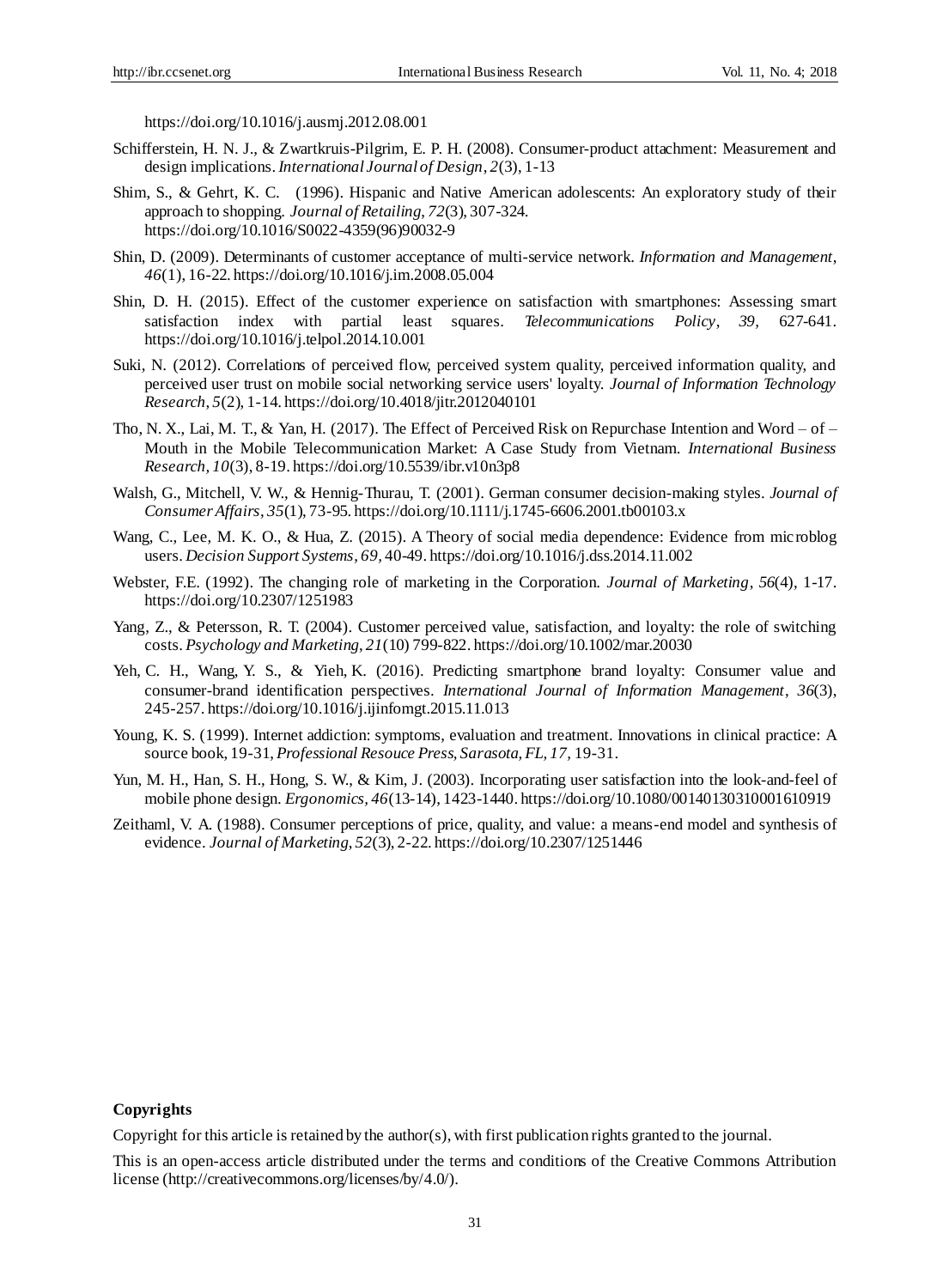https://doi.org/10.1016/j.ausmj.2012.08.001

Schifferstein, H. N. J., & Zwartkruis-Pilgrim, E. P. H. (2008). Consumer-product attachment: Measurement and design implications. *International Journal of Design*, *2*(3), 1-13

Shim, S., & Gehrt, K. C. (1996). Hispanic and Native American adolescents: An exploratory study of their approach to shopping. *Journal of Retailing*, *72*(3), 307-324. https://doi.org/10.1016/S0022-4359(96)90032-9

Shin, D. (2009). Determinants of customer acceptance of multi-service network. *Information and Management*, *46*(1), 16-22. https://doi.org/10.1016/j.im.2008.05.004

Shin, D. H. (2015). Effect of the customer experience on satisfaction with smartphones: Assessing smart satisfaction index with partial least squares. *Telecommunications Policy*, *39*, 627-641. https://doi.org/10.1016/j.telpol.2014.10.001

Suki, N. (2012). Correlations of perceived flow, perceived system quality, perceived information quality, and perceived user trust on mobile social networking service users' loyalty. *Journal of Information Technology Research*, *5*(2), 1-14. https://doi.org/10.4018/jitr.2012040101

Tho, N. X., Lai, M. T., & Yan, H. (2017). The Effect of Perceived Risk on Repurchase Intention and Word – of – Mouth in the Mobile Telecommunication Market: A Case Study from Vietnam. *International Business Research*, *10*(3), 8-19. https://doi.org/10.5539/ibr.v10n3p8

Walsh, G., Mitchell, V. W., & Hennig-Thurau, T. (2001). German consumer decision-making styles. *Journal of Consumer Affairs*, *35*(1), 73-95. https://doi.org/10.1111/j.1745-6606.2001.tb00103.x

Wang, C., Lee, M. K. O., & Hua, Z. (2015). A Theory of social media dependence: Evidence from microblog users. *Decision Support Systems*, *69*, 40-49. https://doi.org/10.1016/j.dss.2014.11.002

Webster, F.E. (1992). The changing role of marketing in the Corporation. *Journal of Marketing*, *56*(4), 1-17. https://doi.org/10.2307/1251983

Yang, Z., & Petersson, R. T. (2004). Customer perceived value, satisfaction, and loyalty: the role of switching costs. *Psychology and Marketing*, *21*(10) 799-822. https://doi.org/10.1002/mar.20030

Yeh, C. H., Wang, Y. S., & Yieh, K. (2016). Predicting smartphone brand loyalty: Consumer value and consumer-brand identification perspectives. *International Journal of Information Management*, *36*(3), 245-257. https://doi.org/10.1016/j.ijinfomgt.2015.11.013

Young, K. S. (1999). Internet addiction: symptoms, evaluation and treatment. Innovations in clinical practice: A source book, 19-31, *Professional Resouce Press, Sarasota, FL, 17*, 19-31.

Yun, M. H., Han, S. H., Hong, S. W., & Kim, J. (2003). Incorporating user satisfaction into the look-and-feel of mobile phone design. *Ergonomics*, *46*(13-14), 1423-1440. https://doi.org/10.1080/00140130310001610919

Zeithaml, V. A. (1988). Consumer perceptions of price, quality, and value: a means-end model and synthesis of evidence. *Journal of Marketing*, *52*(3), 2-22. https://doi.org/10.2307/1251446

**Copyrights**

Copyright for this article is retained by the author(s), with first publication rights granted to the journal.

This is an open-access article distributed under the terms and conditions of the Creative Commons Attribution license (http://creativecommons.org/licenses/by/4.0/).